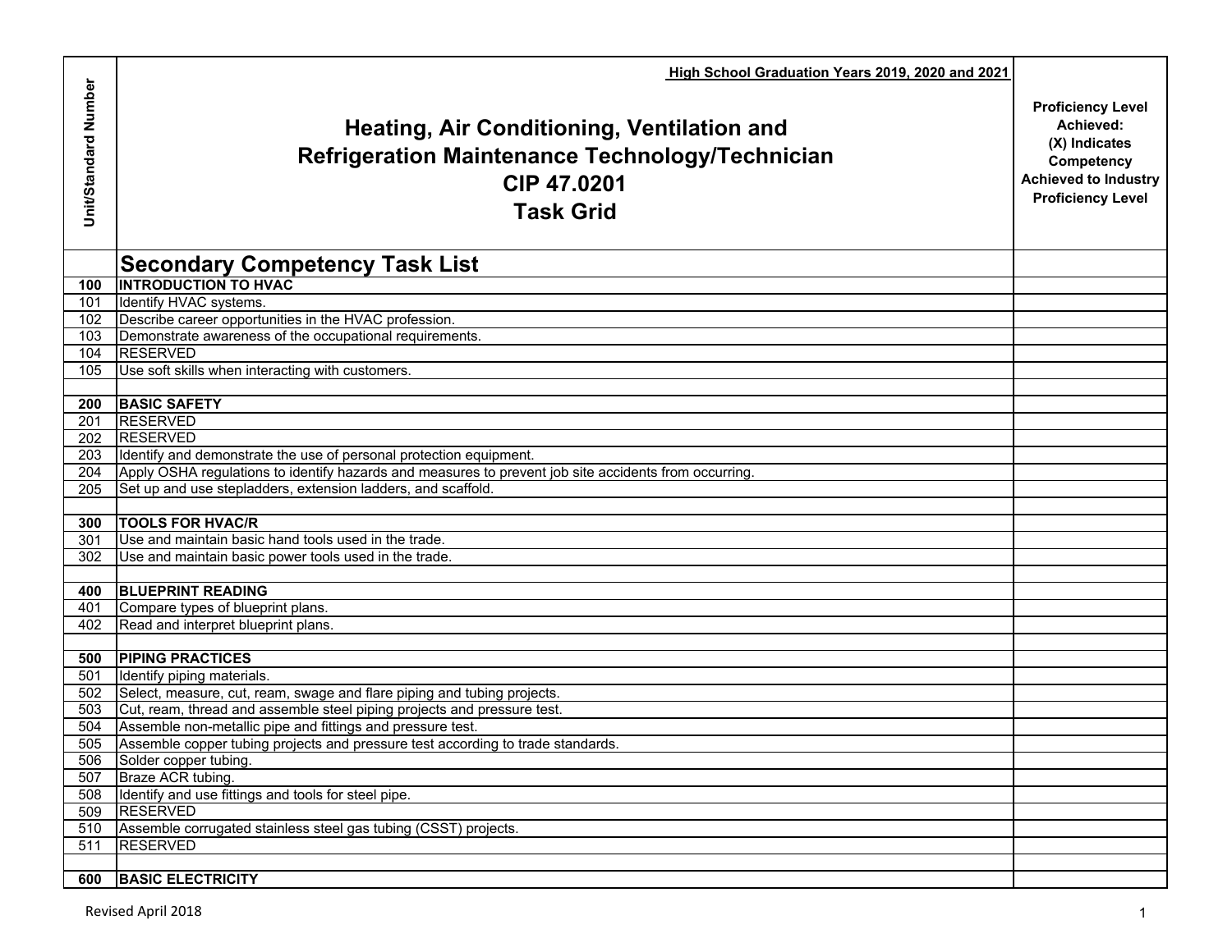| Unit/Standard Number | High School Graduation Years 2019, 2020 and 2021<br><br>**Heating, Air Conditioning, Ventilation and Refrigeration Maintenance Technology/Technician**<br>**CIP 47.0201**<br>**Task Grid** | **Proficiency Level Achieved: (X) Indicates Competency Achieved to Industry Proficiency Level** |
|---|---|---|
| | **Secondary Competency Task List** | |
| **100** | **INTRODUCTION TO HVAC** | |
| 101 | Identify HVAC systems. | |
| 102 | Describe career opportunities in the HVAC profession. | |
| 103 | Demonstrate awareness of the occupational requirements. | |
| 104 | RESERVED | |
| 105 | Use soft skills when interacting with customers. | |
| | | |
| **200** | **BASIC SAFETY** | |
| 201 | RESERVED | |
| 202 | RESERVED | |
| 203 | Identify and demonstrate the use of personal protection equipment. | |
| 204 | Apply OSHA regulations to identify hazards and measures to prevent job site accidents from occurring. | |
| 205 | Set up and use stepladders, extension ladders, and scaffold. | |
| | | |
| **300** | **TOOLS FOR HVAC/R** | |
| 301 | Use and maintain basic hand tools used in the trade. | |
| 302 | Use and maintain basic power tools used in the trade. | |
| | | |
| **400** | **BLUEPRINT READING** | |
| 401 | Compare types of blueprint plans. | |
| 402 | Read and interpret blueprint plans. | |
| | | |
| **500** | **PIPING PRACTICES** | |
| 501 | Identify piping materials. | |
| 502 | Select, measure, cut, ream, swage and flare piping and tubing projects. | |
| 503 | Cut, ream, thread and assemble steel piping projects and pressure test. | |
| 504 | Assemble non-metallic pipe and fittings and pressure test. | |
| 505 | Assemble copper tubing projects and pressure test according to trade standards. | |
| 506 | Solder copper tubing. | |
| 507 | Braze ACR tubing. | |
| 508 | Identify and use fittings and tools for steel pipe. | |
| 509 | RESERVED | |
| 510 | Assemble corrugated stainless steel gas tubing (CSST) projects. | |
| 511 | RESERVED | |
| | | |
| **600** | **BASIC ELECTRICITY** | |

Revised April 2018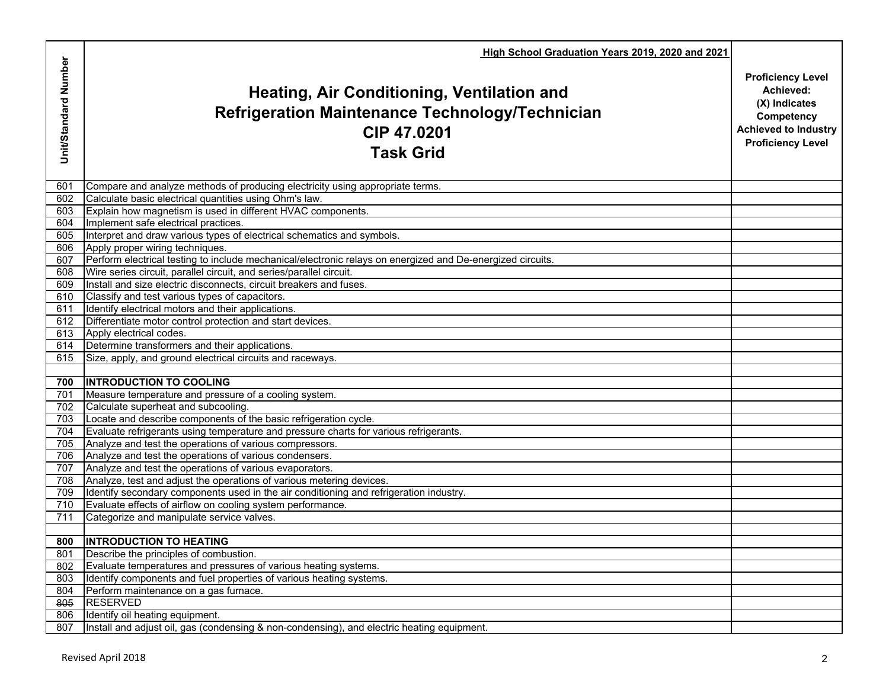High School Graduation Years 2019, 2020 and 2021

| Unit/Standard Number | Heating, Air Conditioning, Ventilation and Refrigeration Maintenance Technology/Technician CIP 47.0201 Task Grid | Proficiency Level Achieved: (X) Indicates Competency Achieved to Industry Proficiency Level |
|---|---|---|
| 601 | Compare and analyze methods of producing electricity using appropriate terms. | |
| 602 | Calculate basic electrical quantities using Ohm's law. | |
| 603 | Explain how magnetism is used in different HVAC components. | |
| 604 | Implement safe electrical practices. | |
| 605 | Interpret and draw various types of electrical schematics and symbols. | |
| 606 | Apply proper wiring techniques. | |
| 607 | Perform electrical testing to include mechanical/electronic relays on energized and De-energized circuits. | |
| 608 | Wire series circuit, parallel circuit, and series/parallel circuit. | |
| 609 | Install and size electric disconnects, circuit breakers and fuses. | |
| 610 | Classify and test various types of capacitors. | |
| 611 | Identify electrical motors and their applications. | |
| 612 | Differentiate motor control protection and start devices. | |
| 613 | Apply electrical codes. | |
| 614 | Determine transformers and their applications. | |
| 615 | Size, apply, and ground electrical circuits and raceways. | |
| | | |
| **700** | **INTRODUCTION TO COOLING** | |
| 701 | Measure temperature and pressure of a cooling system. | |
| 702 | Calculate superheat and subcooling. | |
| 703 | Locate and describe components of the basic refrigeration cycle. | |
| 704 | Evaluate refrigerants using temperature and pressure charts for various refrigerants. | |
| 705 | Analyze and test the operations of various compressors. | |
| 706 | Analyze and test the operations of various condensers. | |
| 707 | Analyze and test the operations of various evaporators. | |
| 708 | Analyze, test and adjust the operations of various metering devices. | |
| 709 | Identify secondary components used in the air conditioning and refrigeration industry. | |
| 710 | Evaluate effects of airflow on cooling system performance. | |
| 711 | Categorize and manipulate service valves. | |
| | | |
| **800** | **INTRODUCTION TO HEATING** | |
| 801 | Describe the principles of combustion. | |
| 802 | Evaluate temperatures and pressures of various heating systems. | |
| 803 | Identify components and fuel properties of various heating systems. | |
| 804 | Perform maintenance on a gas furnace. | |
| ~~805~~ | RESERVED | |
| 806 | Identify oil heating equipment. | |
| 807 | Install and adjust oil, gas (condensing & non-condensing), and electric heating equipment. | |

Revised April 2018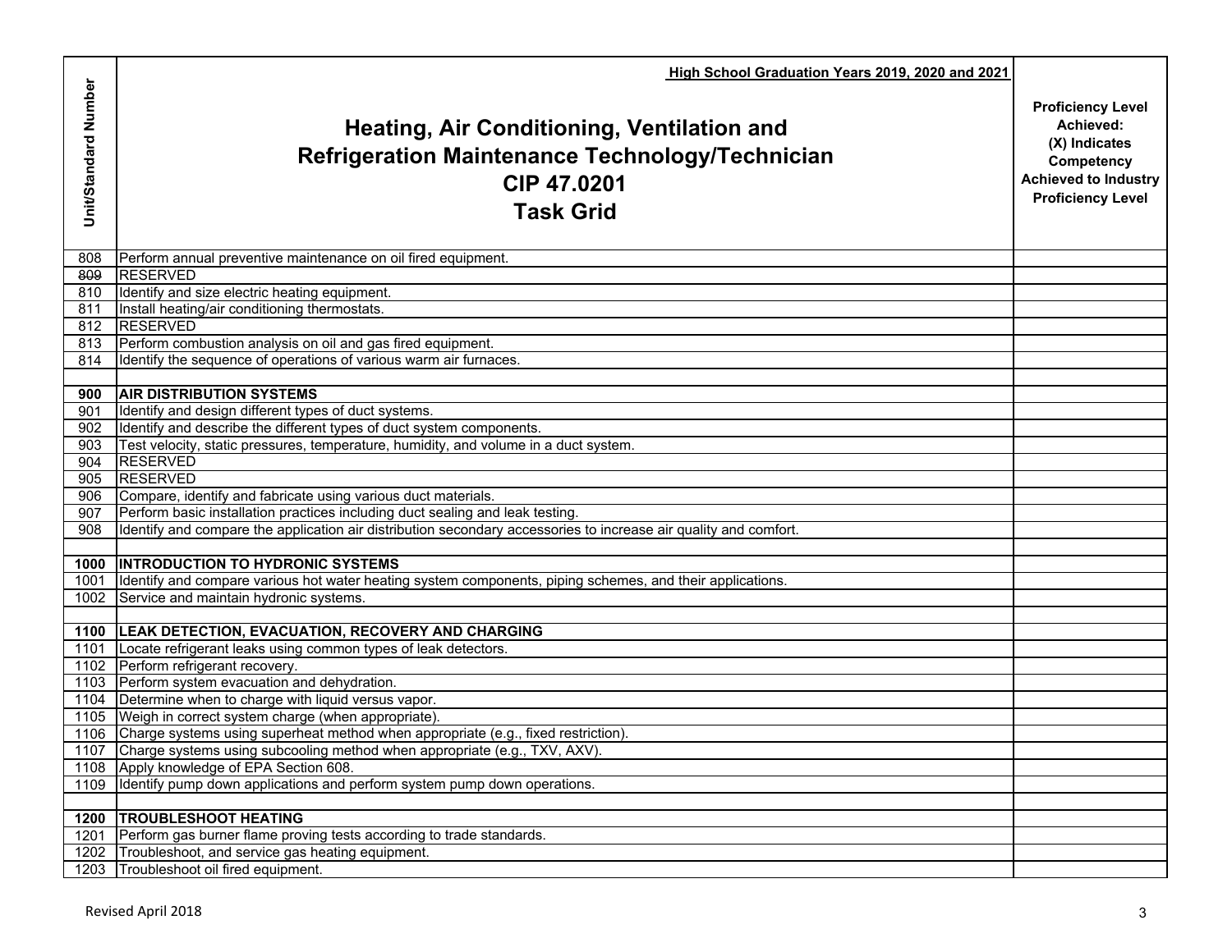High School Graduation Years 2019, 2020 and 2021

# Heating, Air Conditioning, Ventilation and Refrigeration Maintenance Technology/Technician CIP 47.0201 Task Grid

| Unit/Standard Number | Heating, Air Conditioning, Ventilation and Refrigeration Maintenance Technology/Technician CIP 47.0201 Task Grid | Proficiency Level Achieved: (X) Indicates Competency Achieved to Industry Proficiency Level |
|---|---|---|
| 808 | Perform annual preventive maintenance on oil fired equipment. | |
| ~~809~~ | RESERVED | |
| 810 | Identify and size electric heating equipment. | |
| 811 | Install heating/air conditioning thermostats. | |
| 812 | RESERVED | |
| 813 | Perform combustion analysis on oil and gas fired equipment. | |
| 814 | Identify the sequence of operations of various warm air furnaces. | |
| | | |
| **900** | **AIR DISTRIBUTION SYSTEMS** | |
| 901 | Identify and design different types of duct systems. | |
| 902 | Identify and describe the different types of duct system components. | |
| 903 | Test velocity, static pressures, temperature, humidity, and volume in a duct system. | |
| 904 | RESERVED | |
| 905 | RESERVED | |
| 906 | Compare, identify and fabricate using various duct materials. | |
| 907 | Perform basic installation practices including duct sealing and leak testing. | |
| 908 | Identify and compare the application air distribution secondary accessories to increase air quality and comfort. | |
| | | |
| **1000** | **INTRODUCTION TO HYDRONIC SYSTEMS** | |
| 1001 | Identify and compare various hot water heating system components, piping schemes, and their applications. | |
| 1002 | Service and maintain hydronic systems. | |
| | | |
| **1100** | **LEAK DETECTION, EVACUATION, RECOVERY AND CHARGING** | |
| 1101 | Locate refrigerant leaks using common types of leak detectors. | |
| 1102 | Perform refrigerant recovery. | |
| 1103 | Perform system evacuation and dehydration. | |
| 1104 | Determine when to charge with liquid versus vapor. | |
| 1105 | Weigh in correct system charge (when appropriate). | |
| 1106 | Charge systems using superheat method when appropriate (e.g., fixed restriction). | |
| 1107 | Charge systems using subcooling method when appropriate (e.g., TXV, AXV). | |
| 1108 | Apply knowledge of EPA Section 608. | |
| 1109 | Identify pump down applications and perform system pump down operations. | |
| | | |
| **1200** | **TROUBLESHOOT HEATING** | |
| 1201 | Perform gas burner flame proving tests according to trade standards. | |
| 1202 | Troubleshoot, and service gas heating equipment. | |
| 1203 | Troubleshoot oil fired equipment. | |

Revised April 2018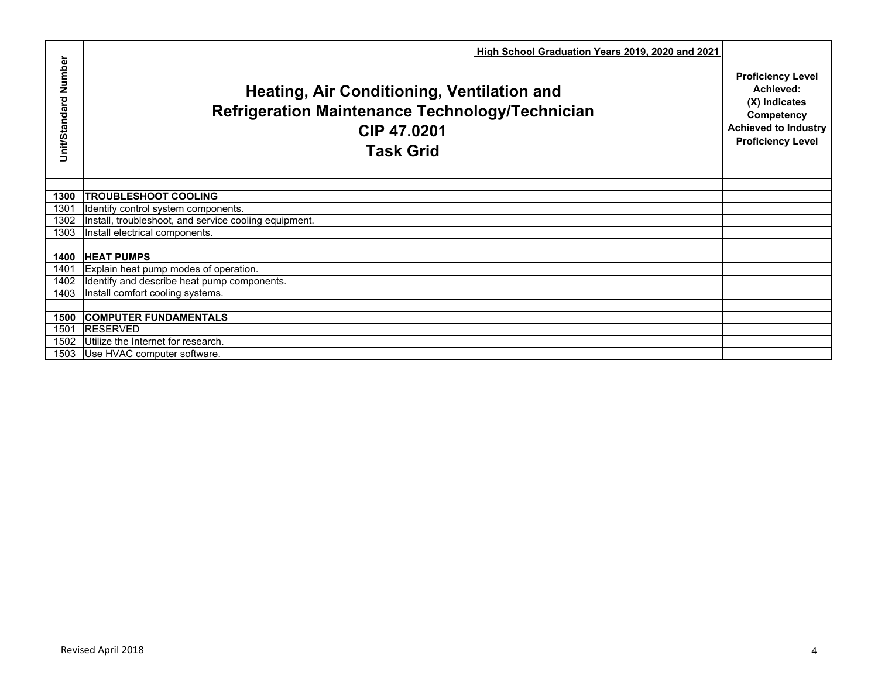| Unit/Standard Number | High School Graduation Years 2019, 2020 and 2021<br><br>**Heating, Air Conditioning, Ventilation and Refrigeration Maintenance Technology/Technician CIP 47.0201 Task Grid** | Proficiency Level Achieved: (X) Indicates Competency Achieved to Industry Proficiency Level |
|---|---|---|
| | | |
| **1300** | **TROUBLESHOOT COOLING** | |
| 1301 | Identify control system components. | |
| 1302 | Install, troubleshoot, and service cooling equipment. | |
| 1303 | Install electrical components. | |
| | | |
| **1400** | **HEAT PUMPS** | |
| 1401 | Explain heat pump modes of operation. | |
| 1402 | Identify and describe heat pump components. | |
| 1403 | Install comfort cooling systems. | |
| | | |
| **1500** | **COMPUTER FUNDAMENTALS** | |
| 1501 | RESERVED | |
| 1502 | Utilize the Internet for research. | |
| 1503 | Use HVAC computer software. | |

Revised April 2018